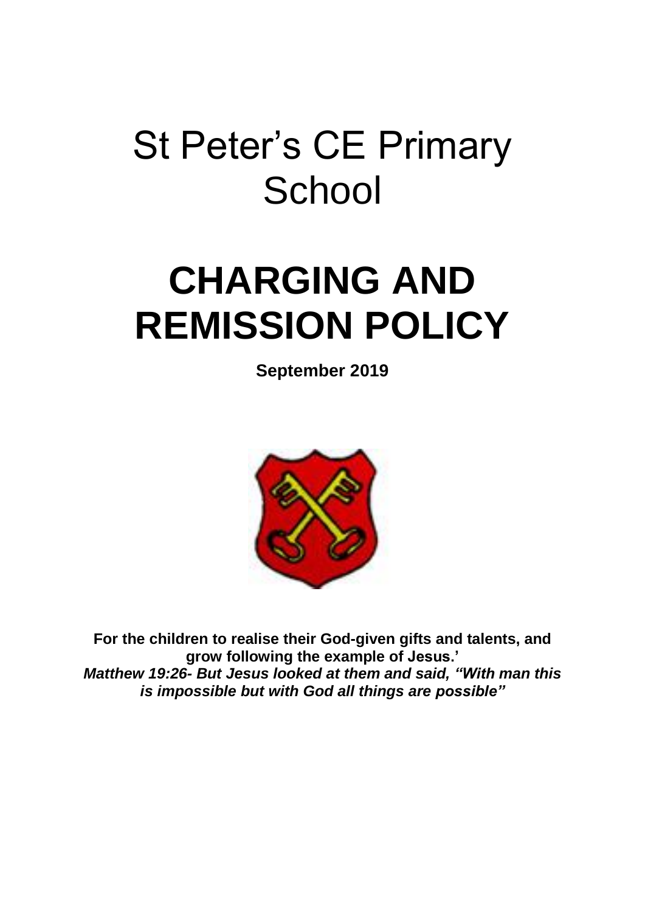# St Peter's CE Primary School

# CHARGING AND REMISSION POLICY

**September 2019**

**For the children to realise their God-given gifts and talents, and grow following the example of Jesus.'**
***Matthew 19:26- But Jesus looked at them and said, "With man this is impossible but with God all things are possible"***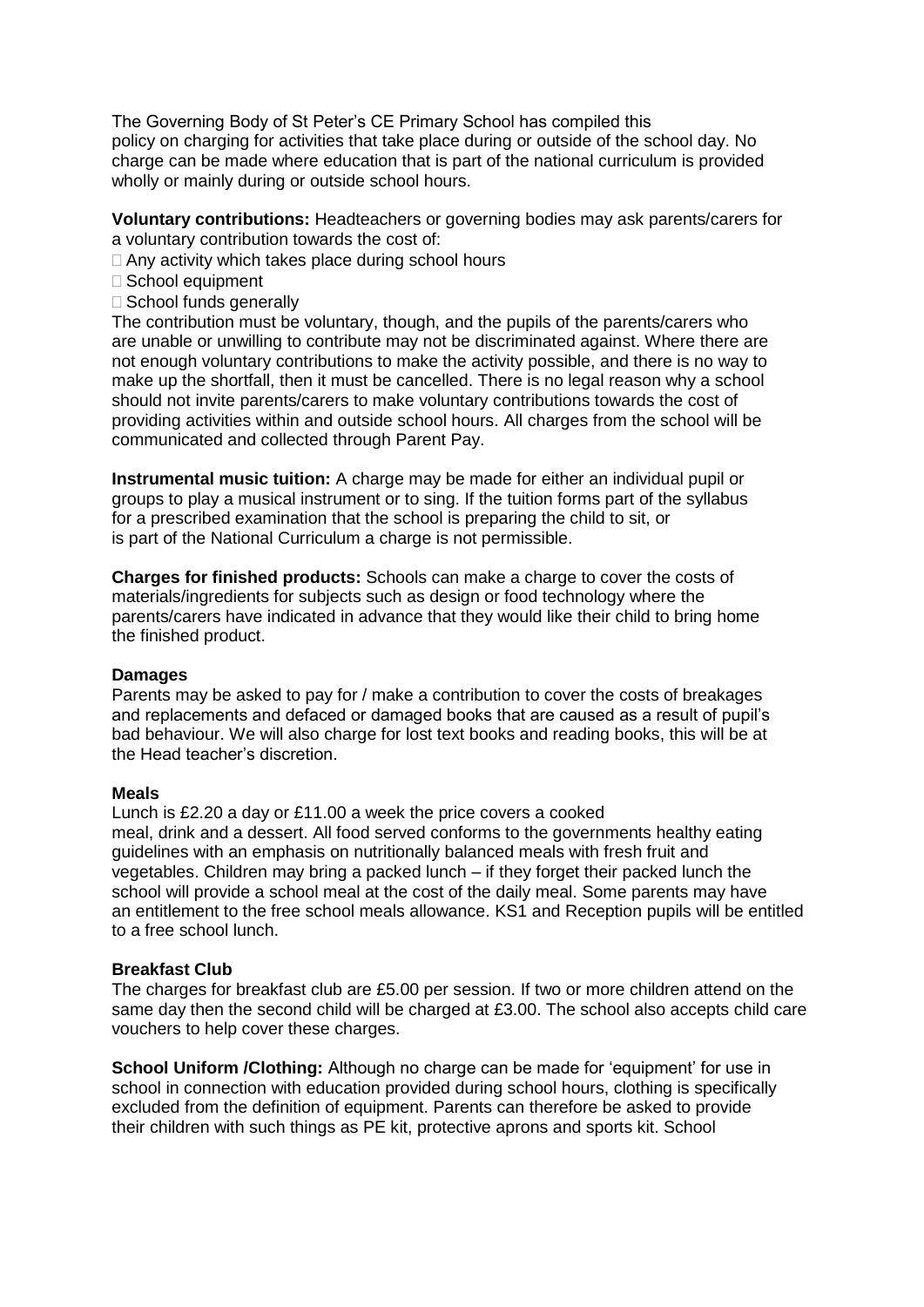The Governing Body of St Peter's CE Primary School has compiled this policy on charging for activities that take place during or outside of the school day. No charge can be made where education that is part of the national curriculum is provided wholly or mainly during or outside school hours.

**Voluntary contributions:** Headteachers or governing bodies may ask parents/carers for a voluntary contribution towards the cost of:

- Any activity which takes place during school hours
- School equipment
- School funds generally

The contribution must be voluntary, though, and the pupils of the parents/carers who are unable or unwilling to contribute may not be discriminated against. Where there are not enough voluntary contributions to make the activity possible, and there is no way to make up the shortfall, then it must be cancelled. There is no legal reason why a school should not invite parents/carers to make voluntary contributions towards the cost of providing activities within and outside school hours. All charges from the school will be communicated and collected through Parent Pay.

**Instrumental music tuition:** A charge may be made for either an individual pupil or groups to play a musical instrument or to sing. If the tuition forms part of the syllabus for a prescribed examination that the school is preparing the child to sit, or is part of the National Curriculum a charge is not permissible.

**Charges for finished products:** Schools can make a charge to cover the costs of materials/ingredients for subjects such as design or food technology where the parents/carers have indicated in advance that they would like their child to bring home the finished product.

**Damages**

Parents may be asked to pay for / make a contribution to cover the costs of breakages and replacements and defaced or damaged books that are caused as a result of pupil's bad behaviour. We will also charge for lost text books and reading books, this will be at the Head teacher's discretion.

**Meals**

Lunch is £2.20 a day or £11.00 a week the price covers a cooked meal, drink and a dessert. All food served conforms to the governments healthy eating guidelines with an emphasis on nutritionally balanced meals with fresh fruit and vegetables. Children may bring a packed lunch – if they forget their packed lunch the school will provide a school meal at the cost of the daily meal. Some parents may have an entitlement to the free school meals allowance. KS1 and Reception pupils will be entitled to a free school lunch.

**Breakfast Club**

The charges for breakfast club are £5.00 per session. If two or more children attend on the same day then the second child will be charged at £3.00. The school also accepts child care vouchers to help cover these charges.

**School Uniform /Clothing:** Although no charge can be made for 'equipment' for use in school in connection with education provided during school hours, clothing is specifically excluded from the definition of equipment. Parents can therefore be asked to provide their children with such things as PE kit, protective aprons and sports kit. School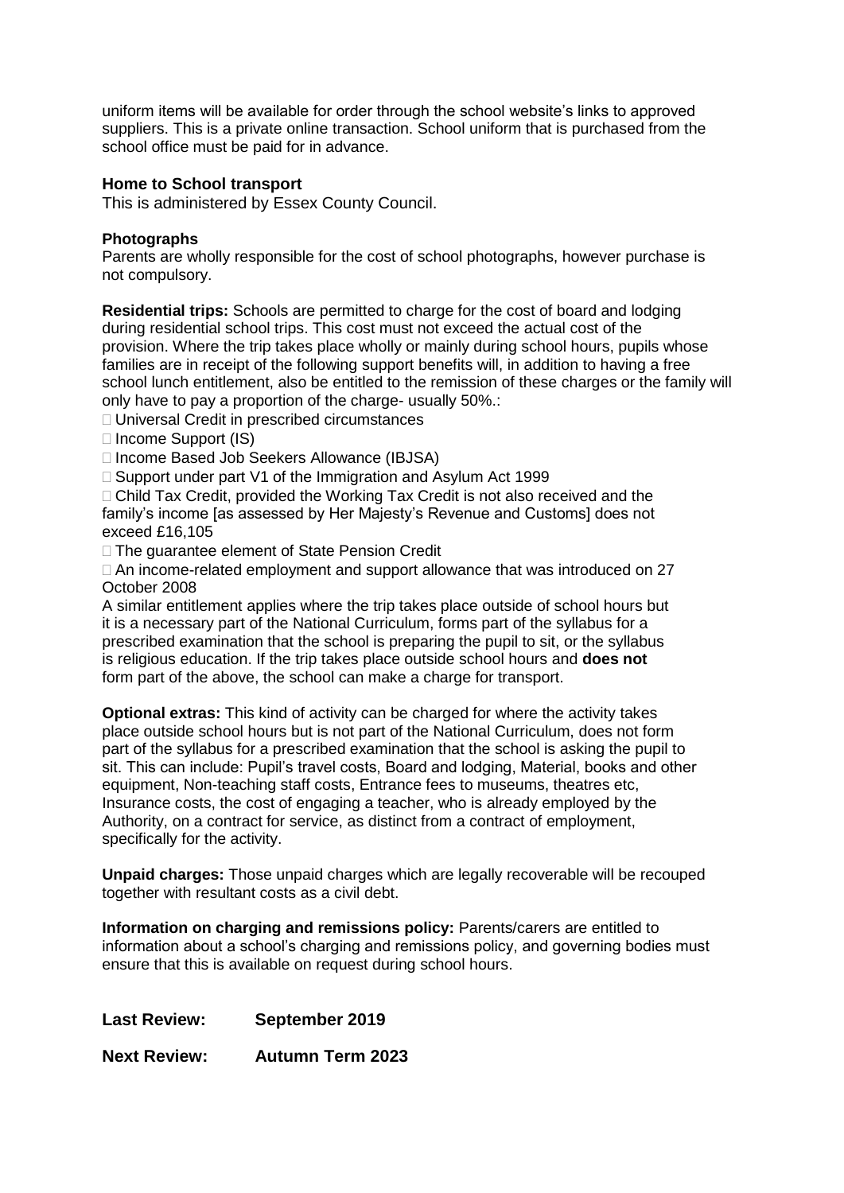uniform items will be available for order through the school website's links to approved suppliers. This is a private online transaction. School uniform that is purchased from the school office must be paid for in advance.

**Home to School transport**

This is administered by Essex County Council.

**Photographs**

Parents are wholly responsible for the cost of school photographs, however purchase is not compulsory.

**Residential trips:** Schools are permitted to charge for the cost of board and lodging during residential school trips. This cost must not exceed the actual cost of the provision. Where the trip takes place wholly or mainly during school hours, pupils whose families are in receipt of the following support benefits will, in addition to having a free school lunch entitlement, also be entitled to the remission of these charges or the family will only have to pay a proportion of the charge- usually 50%.:

- Universal Credit in prescribed circumstances
- Income Support (IS)
- Income Based Job Seekers Allowance (IBJSA)
- Support under part V1 of the Immigration and Asylum Act 1999
- Child Tax Credit, provided the Working Tax Credit is not also received and the family's income [as assessed by Her Majesty's Revenue and Customs] does not exceed £16,105
- The guarantee element of State Pension Credit
- An income-related employment and support allowance that was introduced on 27 October 2008

A similar entitlement applies where the trip takes place outside of school hours but it is a necessary part of the National Curriculum, forms part of the syllabus for a prescribed examination that the school is preparing the pupil to sit, or the syllabus is religious education. If the trip takes place outside school hours and **does not** form part of the above, the school can make a charge for transport.

**Optional extras:** This kind of activity can be charged for where the activity takes place outside school hours but is not part of the National Curriculum, does not form part of the syllabus for a prescribed examination that the school is asking the pupil to sit. This can include: Pupil's travel costs, Board and lodging, Material, books and other equipment, Non-teaching staff costs, Entrance fees to museums, theatres etc, Insurance costs, the cost of engaging a teacher, who is already employed by the Authority, on a contract for service, as distinct from a contract of employment, specifically for the activity.

**Unpaid charges:** Those unpaid charges which are legally recoverable will be recouped together with resultant costs as a civil debt.

**Information on charging and remissions policy:** Parents/carers are entitled to information about a school's charging and remissions policy, and governing bodies must ensure that this is available on request during school hours.

**Last Review: September 2019**

**Next Review: Autumn Term 2023**